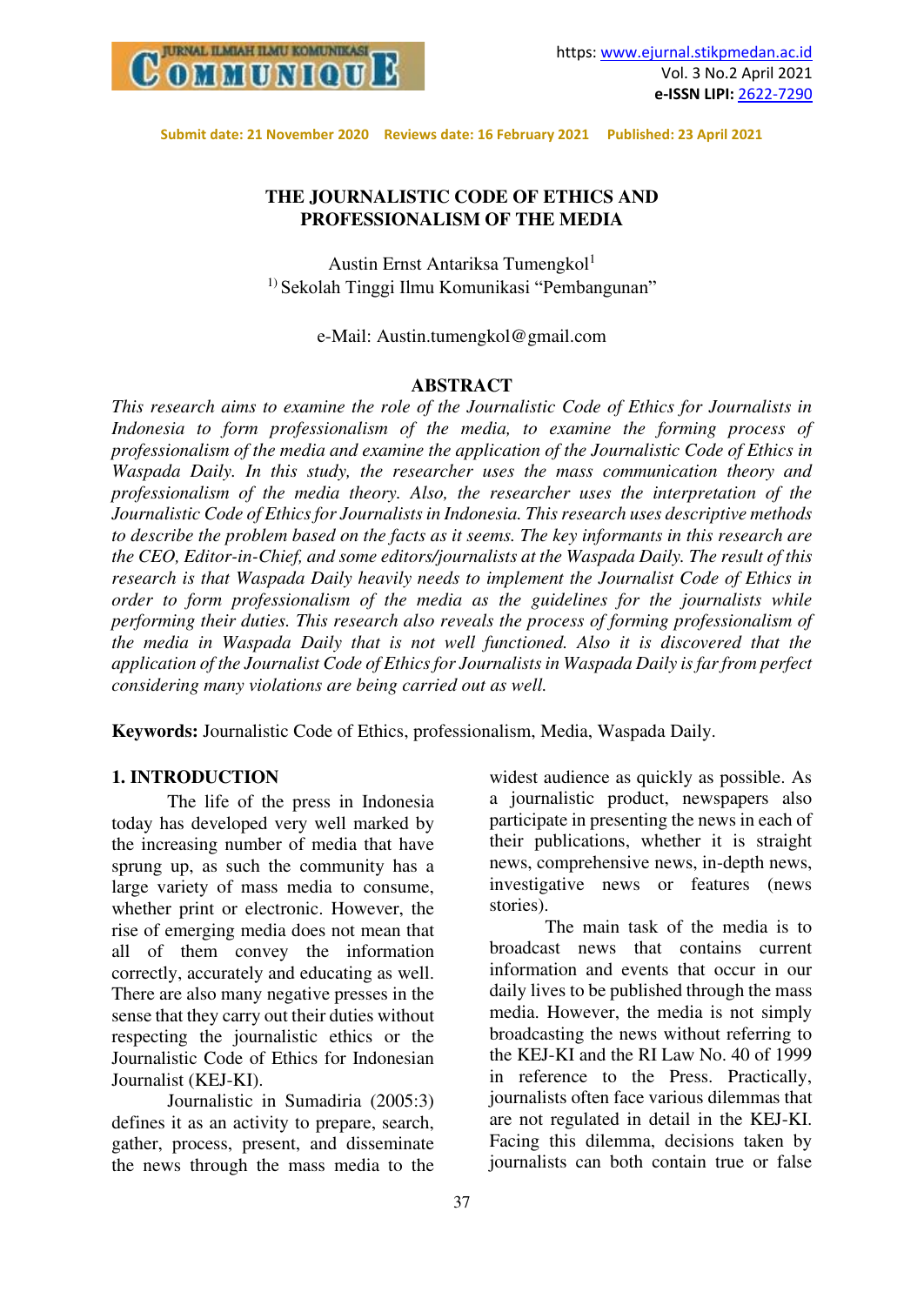Submit date: 21 November 2020 Reviews date: 16 February 2021 Published: 23 April 2021

# THE JOURNALISTIC CODE OF ETHICS AND PROFESSIONALISM OF THE MEDIA

Austin Ernst Antariksa Tumengkol[1]

[1)] Sekolah Tinggi Ilmu Komunikasi "Pembangunan"

e-Mail: Austin.tumengkol@gmail.com

## ABSTRACT

*This research aims to examine the role of the Journalistic Code of Ethics for Journalists in Indonesia to form professionalism of the media, to examine the forming process of professionalism of the media and examine the application of the Journalistic Code of Ethics in Waspada Daily. In this study, the researcher uses the mass communication theory and professionalism of the media theory. Also, the researcher uses the interpretation of the Journalistic Code of Ethics for Journalists in Indonesia. This research uses descriptive methods to describe the problem based on the facts as it seems. The key informants in this research are the CEO, Editor-in-Chief, and some editors/journalists at the Waspada Daily. The result of this research is that Waspada Daily heavily needs to implement the Journalist Code of Ethics in order to form professionalism of the media as the guidelines for the journalists while performing their duties. This research also reveals the process of forming professionalism of the media in Waspada Daily that is not well functioned. Also it is discovered that the application of the Journalist Code of Ethics for Journalists in Waspada Daily is far from perfect considering many violations are being carried out as well.*

**Keywords:** Journalistic Code of Ethics, professionalism, Media, Waspada Daily.

## 1. INTRODUCTION

The life of the press in Indonesia today has developed very well marked by the increasing number of media that have sprung up, as such the community has a large variety of mass media to consume, whether print or electronic. However, the rise of emerging media does not mean that all of them convey the information correctly, accurately and educating as well. There are also many negative presses in the sense that they carry out their duties without respecting the journalistic ethics or the Journalistic Code of Ethics for Indonesian Journalist (KEJ-KI).

Journalistic in Sumadiria (2005:3) defines it as an activity to prepare, search, gather, process, present, and disseminate the news through the mass media to the widest audience as quickly as possible. As a journalistic product, newspapers also participate in presenting the news in each of their publications, whether it is straight news, comprehensive news, in-depth news, investigative news or features (news stories).

The main task of the media is to broadcast news that contains current information and events that occur in our daily lives to be published through the mass media. However, the media is not simply broadcasting the news without referring to the KEJ-KI and the RI Law No. 40 of 1999 in reference to the Press. Practically, journalists often face various dilemmas that are not regulated in detail in the KEJ-KI. Facing this dilemma, decisions taken by journalists can both contain true or false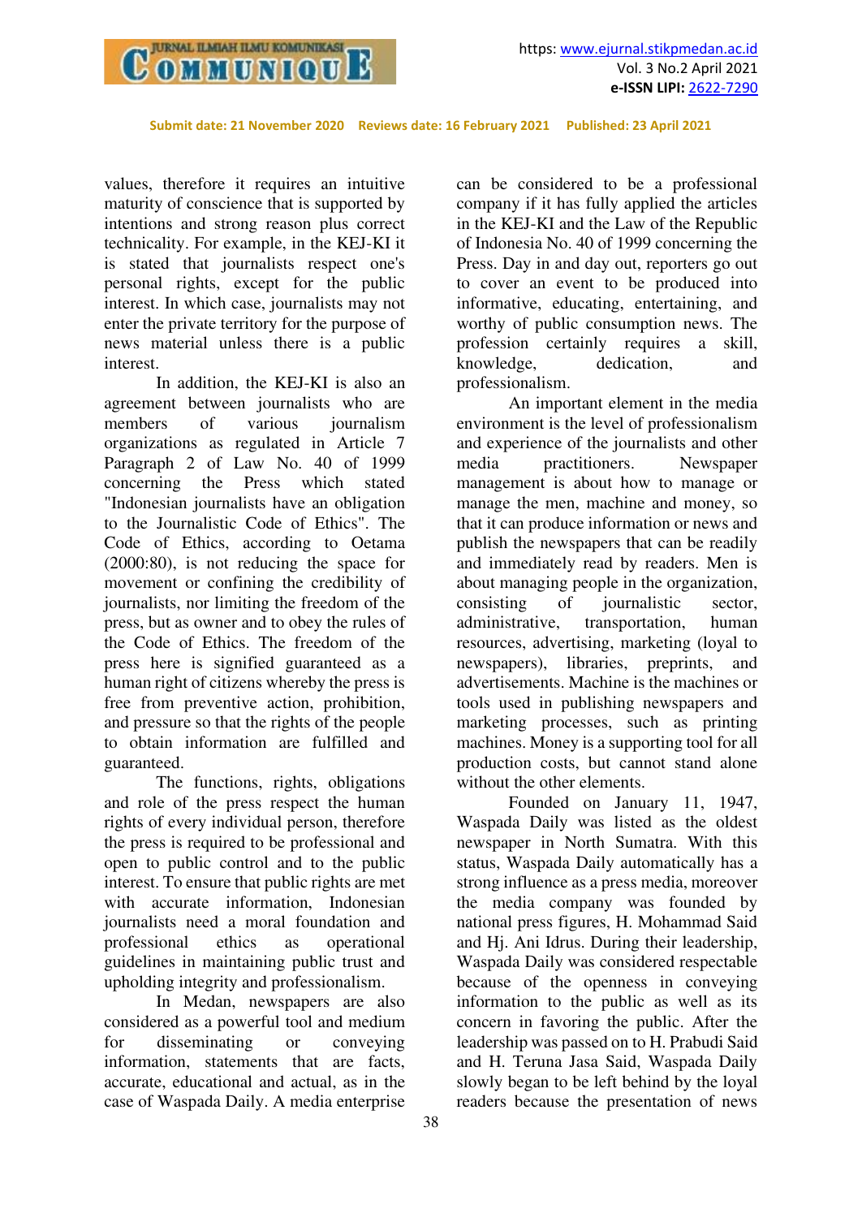values, therefore it requires an intuitive maturity of conscience that is supported by intentions and strong reason plus correct technicality. For example, in the KEJ-KI it is stated that journalists respect one's personal rights, except for the public interest. In which case, journalists may not enter the private territory for the purpose of news material unless there is a public interest.

In addition, the KEJ-KI is also an agreement between journalists who are members of various journalism organizations as regulated in Article 7 Paragraph 2 of Law No. 40 of 1999 concerning the Press which stated "Indonesian journalists have an obligation to the Journalistic Code of Ethics". The Code of Ethics, according to Oetama (2000:80), is not reducing the space for movement or confining the credibility of journalists, nor limiting the freedom of the press, but as owner and to obey the rules of the Code of Ethics. The freedom of the press here is signified guaranteed as a human right of citizens whereby the press is free from preventive action, prohibition, and pressure so that the rights of the people to obtain information are fulfilled and guaranteed.

The functions, rights, obligations and role of the press respect the human rights of every individual person, therefore the press is required to be professional and open to public control and to the public interest. To ensure that public rights are met with accurate information, Indonesian journalists need a moral foundation and professional ethics as operational guidelines in maintaining public trust and upholding integrity and professionalism.

In Medan, newspapers are also considered as a powerful tool and medium for disseminating or conveying information, statements that are facts, accurate, educational and actual, as in the case of Waspada Daily. A media enterprise can be considered to be a professional company if it has fully applied the articles in the KEJ-KI and the Law of the Republic of Indonesia No. 40 of 1999 concerning the Press. Day in and day out, reporters go out to cover an event to be produced into informative, educating, entertaining, and worthy of public consumption news. The profession certainly requires a skill, knowledge, dedication, and professionalism.

An important element in the media environment is the level of professionalism and experience of the journalists and other media practitioners. Newspaper management is about how to manage or manage the men, machine and money, so that it can produce information or news and publish the newspapers that can be readily and immediately read by readers. Men is about managing people in the organization, consisting of journalistic sector, administrative, transportation, human resources, advertising, marketing (loyal to newspapers), libraries, preprints, and advertisements. Machine is the machines or tools used in publishing newspapers and marketing processes, such as printing machines. Money is a supporting tool for all production costs, but cannot stand alone without the other elements.

Founded on January 11, 1947, Waspada Daily was listed as the oldest newspaper in North Sumatra. With this status, Waspada Daily automatically has a strong influence as a press media, moreover the media company was founded by national press figures, H. Mohammad Said and Hj. Ani Idrus. During their leadership, Waspada Daily was considered respectable because of the openness in conveying information to the public as well as its concern in favoring the public. After the leadership was passed on to H. Prabudi Said and H. Teruna Jasa Said, Waspada Daily slowly began to be left behind by the loyal readers because the presentation of news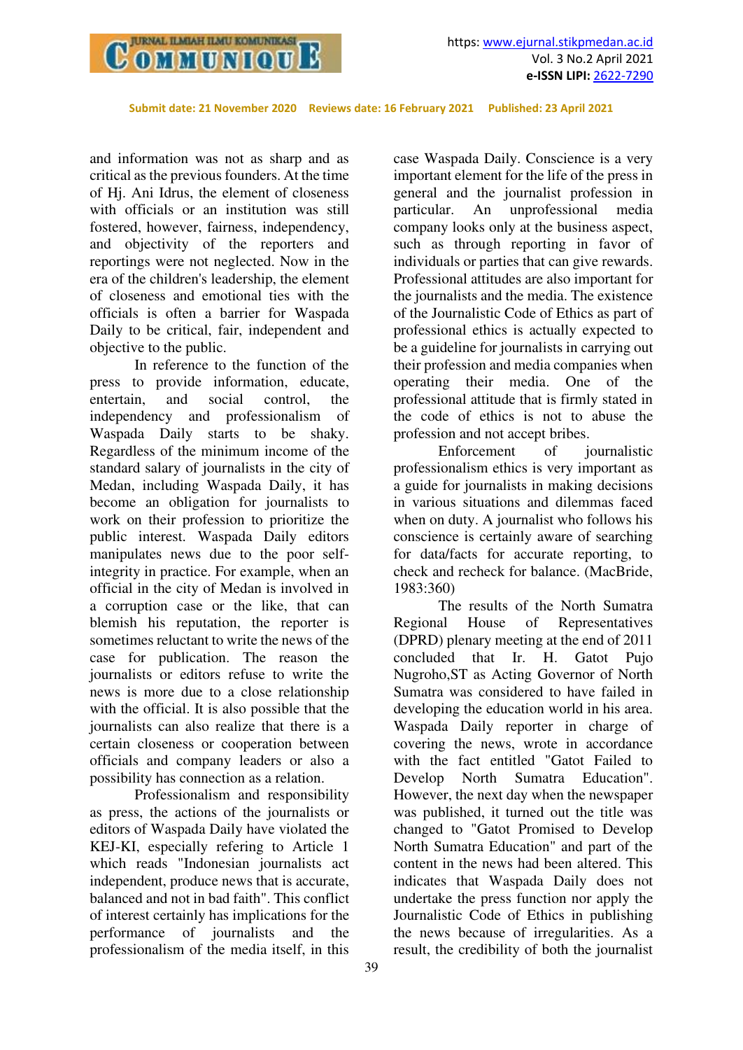and information was not as sharp and as critical as the previous founders. At the time of Hj. Ani Idrus, the element of closeness with officials or an institution was still fostered, however, fairness, independency, and objectivity of the reporters and reportings were not neglected. Now in the era of the children's leadership, the element of closeness and emotional ties with the officials is often a barrier for Waspada Daily to be critical, fair, independent and objective to the public.

In reference to the function of the press to provide information, educate, entertain, and social control, the independency and professionalism of Waspada Daily starts to be shaky. Regardless of the minimum income of the standard salary of journalists in the city of Medan, including Waspada Daily, it has become an obligation for journalists to work on their profession to prioritize the public interest. Waspada Daily editors manipulates news due to the poor self-integrity in practice. For example, when an official in the city of Medan is involved in a corruption case or the like, that can blemish his reputation, the reporter is sometimes reluctant to write the news of the case for publication. The reason the journalists or editors refuse to write the news is more due to a close relationship with the official. It is also possible that the journalists can also realize that there is a certain closeness or cooperation between officials and company leaders or also a possibility has connection as a relation.

Professionalism and responsibility as press, the actions of the journalists or editors of Waspada Daily have violated the KEJ-KI, especially refering to Article 1 which reads "Indonesian journalists act independent, produce news that is accurate, balanced and not in bad faith". This conflict of interest certainly has implications for the performance of journalists and the professionalism of the media itself, in this case Waspada Daily. Conscience is a very important element for the life of the press in general and the journalist profession in particular. An unprofessional media company looks only at the business aspect, such as through reporting in favor of individuals or parties that can give rewards. Professional attitudes are also important for the journalists and the media. The existence of the Journalistic Code of Ethics as part of professional ethics is actually expected to be a guideline for journalists in carrying out their profession and media companies when operating their media. One of the professional attitude that is firmly stated in the code of ethics is not to abuse the profession and not accept bribes.

Enforcement of journalistic professionalism ethics is very important as a guide for journalists in making decisions in various situations and dilemmas faced when on duty. A journalist who follows his conscience is certainly aware of searching for data/facts for accurate reporting, to check and recheck for balance. (MacBride, 1983:360)

The results of the North Sumatra Regional House of Representatives (DPRD) plenary meeting at the end of 2011 concluded that Ir. H. Gatot Pujo Nugroho,ST as Acting Governor of North Sumatra was considered to have failed in developing the education world in his area. Waspada Daily reporter in charge of covering the news, wrote in accordance with the fact entitled "Gatot Failed to Develop North Sumatra Education". However, the next day when the newspaper was published, it turned out the title was changed to "Gatot Promised to Develop North Sumatra Education" and part of the content in the news had been altered. This indicates that Waspada Daily does not undertake the press function nor apply the Journalistic Code of Ethics in publishing the news because of irregularities. As a result, the credibility of both the journalist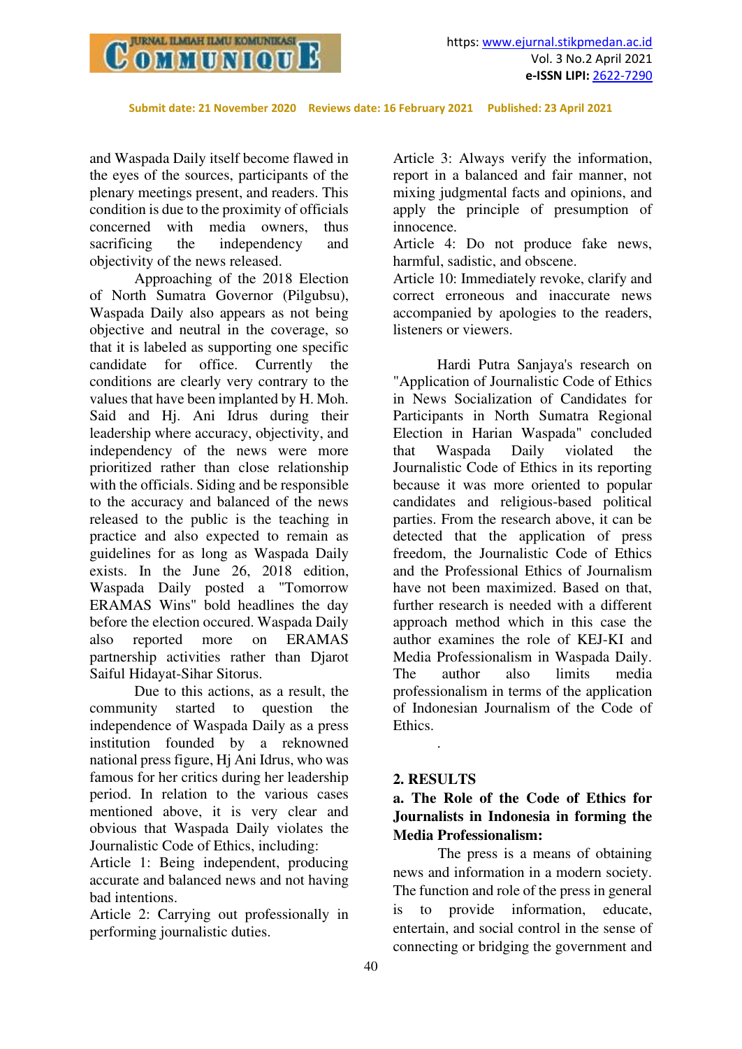and Waspada Daily itself become flawed in the eyes of the sources, participants of the plenary meetings present, and readers. This condition is due to the proximity of officials concerned with media owners, thus sacrificing the independency and objectivity of the news released.

Approaching of the 2018 Election of North Sumatra Governor (Pilgubsu), Waspada Daily also appears as not being objective and neutral in the coverage, so that it is labeled as supporting one specific candidate for office. Currently the conditions are clearly very contrary to the values that have been implanted by H. Moh. Said and Hj. Ani Idrus during their leadership where accuracy, objectivity, and independency of the news were more prioritized rather than close relationship with the officials. Siding and be responsible to the accuracy and balanced of the news released to the public is the teaching in practice and also expected to remain as guidelines for as long as Waspada Daily exists. In the June 26, 2018 edition, Waspada Daily posted a "Tomorrow ERAMAS Wins" bold headlines the day before the election occured. Waspada Daily also reported more on ERAMAS partnership activities rather than Djarot Saiful Hidayat-Sihar Sitorus.

Due to this actions, as a result, the community started to question the independence of Waspada Daily as a press institution founded by a reknowned national press figure, Hj Ani Idrus, who was famous for her critics during her leadership period. In relation to the various cases mentioned above, it is very clear and obvious that Waspada Daily violates the Journalistic Code of Ethics, including:

Article 1: Being independent, producing accurate and balanced news and not having bad intentions.

Article 2: Carrying out professionally in performing journalistic duties.

Article 3: Always verify the information, report in a balanced and fair manner, not mixing judgmental facts and opinions, and apply the principle of presumption of innocence.

Article 4: Do not produce fake news, harmful, sadistic, and obscene.

Article 10: Immediately revoke, clarify and correct erroneous and inaccurate news accompanied by apologies to the readers, listeners or viewers.

Hardi Putra Sanjaya's research on "Application of Journalistic Code of Ethics in News Socialization of Candidates for Participants in North Sumatra Regional Election in Harian Waspada" concluded that Waspada Daily violated the Journalistic Code of Ethics in its reporting because it was more oriented to popular candidates and religious-based political parties. From the research above, it can be detected that the application of press freedom, the Journalistic Code of Ethics and the Professional Ethics of Journalism have not been maximized. Based on that, further research is needed with a different approach method which in this case the author examines the role of KEJ-KI and Media Professionalism in Waspada Daily. The author also limits media professionalism in terms of the application of Indonesian Journalism of the Code of Ethics.

.

## 2. RESULTS

### a. The Role of the Code of Ethics for Journalists in Indonesia in forming the Media Professionalism:

The press is a means of obtaining news and information in a modern society. The function and role of the press in general is to provide information, educate, entertain, and social control in the sense of connecting or bridging the government and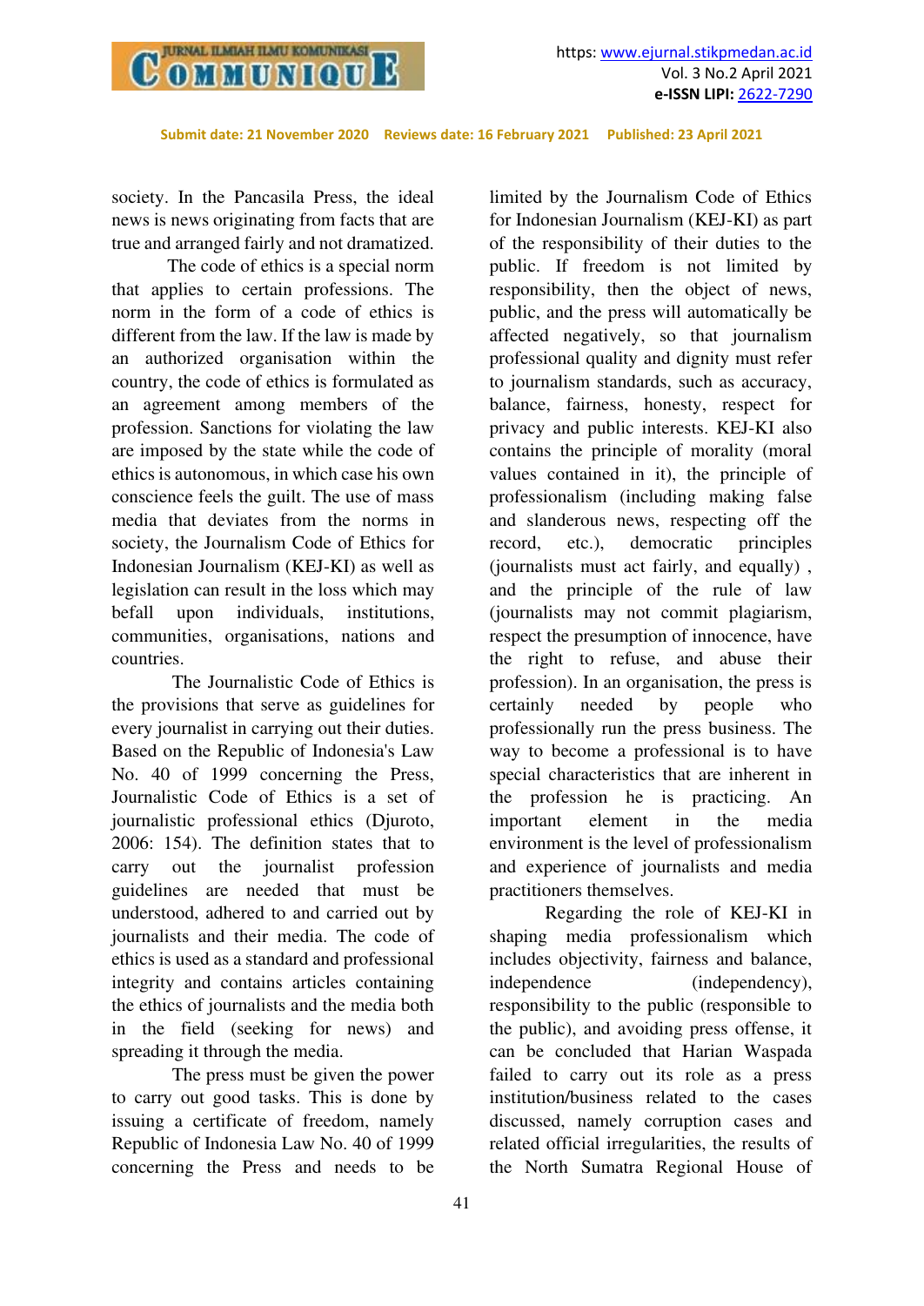society. In the Pancasila Press, the ideal news is news originating from facts that are true and arranged fairly and not dramatized.

The code of ethics is a special norm that applies to certain professions. The norm in the form of a code of ethics is different from the law. If the law is made by an authorized organisation within the country, the code of ethics is formulated as an agreement among members of the profession. Sanctions for violating the law are imposed by the state while the code of ethics is autonomous, in which case his own conscience feels the guilt. The use of mass media that deviates from the norms in society, the Journalism Code of Ethics for Indonesian Journalism (KEJ-KI) as well as legislation can result in the loss which may befall upon individuals, institutions, communities, organisations, nations and countries.

The Journalistic Code of Ethics is the provisions that serve as guidelines for every journalist in carrying out their duties. Based on the Republic of Indonesia's Law No. 40 of 1999 concerning the Press, Journalistic Code of Ethics is a set of journalistic professional ethics (Djuroto, 2006: 154). The definition states that to carry out the journalist profession guidelines are needed that must be understood, adhered to and carried out by journalists and their media. The code of ethics is used as a standard and professional integrity and contains articles containing the ethics of journalists and the media both in the field (seeking for news) and spreading it through the media.

The press must be given the power to carry out good tasks. This is done by issuing a certificate of freedom, namely Republic of Indonesia Law No. 40 of 1999 concerning the Press and needs to be limited by the Journalism Code of Ethics for Indonesian Journalism (KEJ-KI) as part of the responsibility of their duties to the public. If freedom is not limited by responsibility, then the object of news, public, and the press will automatically be affected negatively, so that journalism professional quality and dignity must refer to journalism standards, such as accuracy, balance, fairness, honesty, respect for privacy and public interests. KEJ-KI also contains the principle of morality (moral values contained in it), the principle of professionalism (including making false and slanderous news, respecting off the record, etc.), democratic principles (journalists must act fairly, and equally) , and the principle of the rule of law (journalists may not commit plagiarism, respect the presumption of innocence, have the right to refuse, and abuse their profession). In an organisation, the press is certainly needed by people who professionally run the press business. The way to become a professional is to have special characteristics that are inherent in the profession he is practicing. An important element in the media environment is the level of professionalism and experience of journalists and media practitioners themselves.

Regarding the role of KEJ-KI in shaping media professionalism which includes objectivity, fairness and balance, independence (independency), responsibility to the public (responsible to the public), and avoiding press offense, it can be concluded that Harian Waspada failed to carry out its role as a press institution/business related to the cases discussed, namely corruption cases and related official irregularities, the results of the North Sumatra Regional House of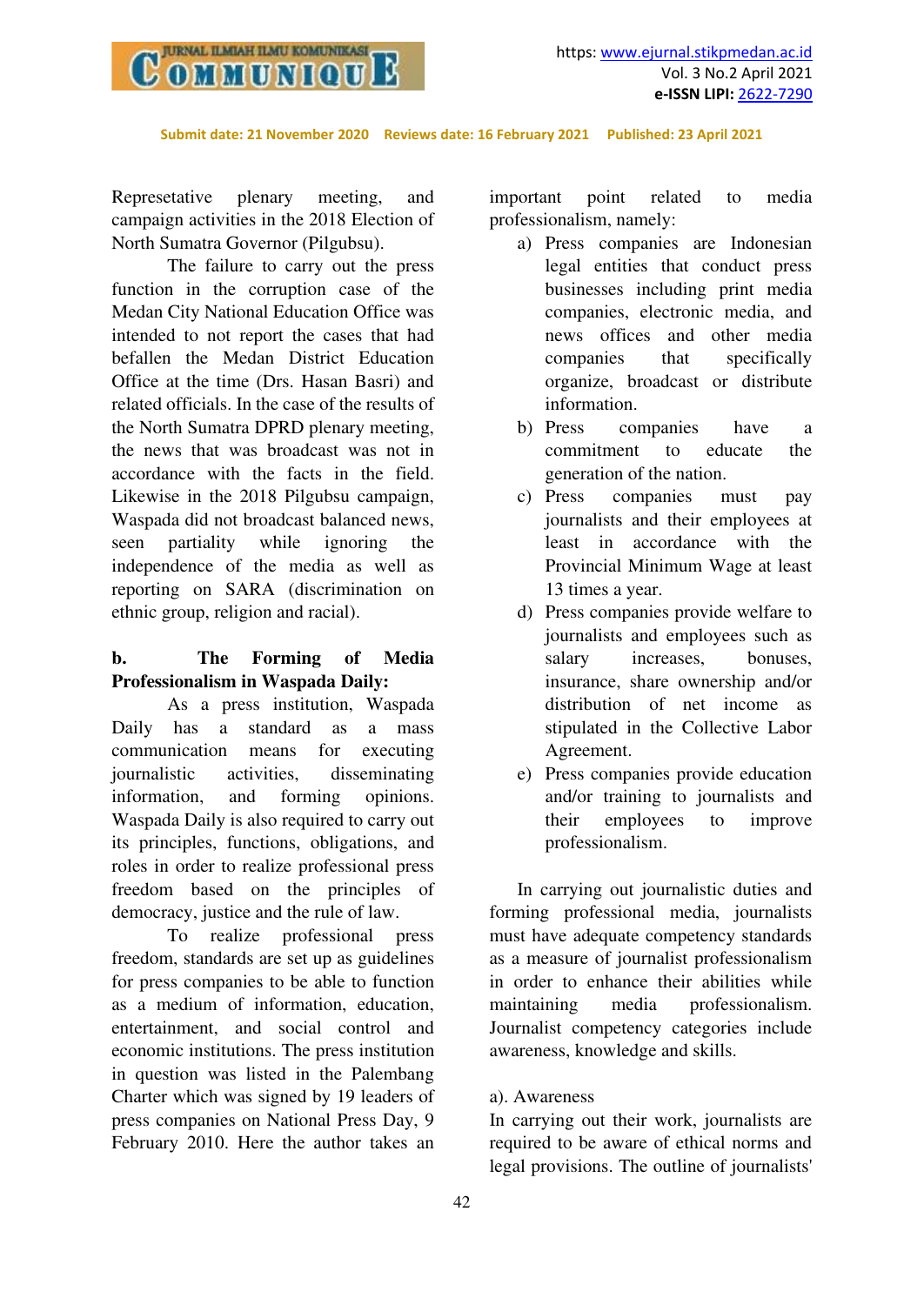Represetative plenary meeting, and campaign activities in the 2018 Election of North Sumatra Governor (Pilgubsu).

The failure to carry out the press function in the corruption case of the Medan City National Education Office was intended to not report the cases that had befallen the Medan District Education Office at the time (Drs. Hasan Basri) and related officials. In the case of the results of the North Sumatra DPRD plenary meeting, the news that was broadcast was not in accordance with the facts in the field. Likewise in the 2018 Pilgubsu campaign, Waspada did not broadcast balanced news, seen partiality while ignoring the independence of the media as well as reporting on SARA (discrimination on ethnic group, religion and racial).

**b. The Forming of Media Professionalism in Waspada Daily:**

As a press institution, Waspada Daily has a standard as a mass communication means for executing journalistic activities, disseminating information, and forming opinions. Waspada Daily is also required to carry out its principles, functions, obligations, and roles in order to realize professional press freedom based on the principles of democracy, justice and the rule of law.

To realize professional press freedom, standards are set up as guidelines for press companies to be able to function as a medium of information, education, entertainment, and social control and economic institutions. The press institution in question was listed in the Palembang Charter which was signed by 19 leaders of press companies on National Press Day, 9 February 2010. Here the author takes an important point related to media professionalism, namely:

a) Press companies are Indonesian legal entities that conduct press businesses including print media companies, electronic media, and news offices and other media companies that specifically organize, broadcast or distribute information.
b) Press companies have a commitment to educate the generation of the nation.
c) Press companies must pay journalists and their employees at least in accordance with the Provincial Minimum Wage at least 13 times a year.
d) Press companies provide welfare to journalists and employees such as salary increases, bonuses, insurance, share ownership and/or distribution of net income as stipulated in the Collective Labor Agreement.
e) Press companies provide education and/or training to journalists and their employees to improve professionalism.

In carrying out journalistic duties and forming professional media, journalists must have adequate competency standards as a measure of journalist professionalism in order to enhance their abilities while maintaining media professionalism. Journalist competency categories include awareness, knowledge and skills.

a). Awareness

In carrying out their work, journalists are required to be aware of ethical norms and legal provisions. The outline of journalists'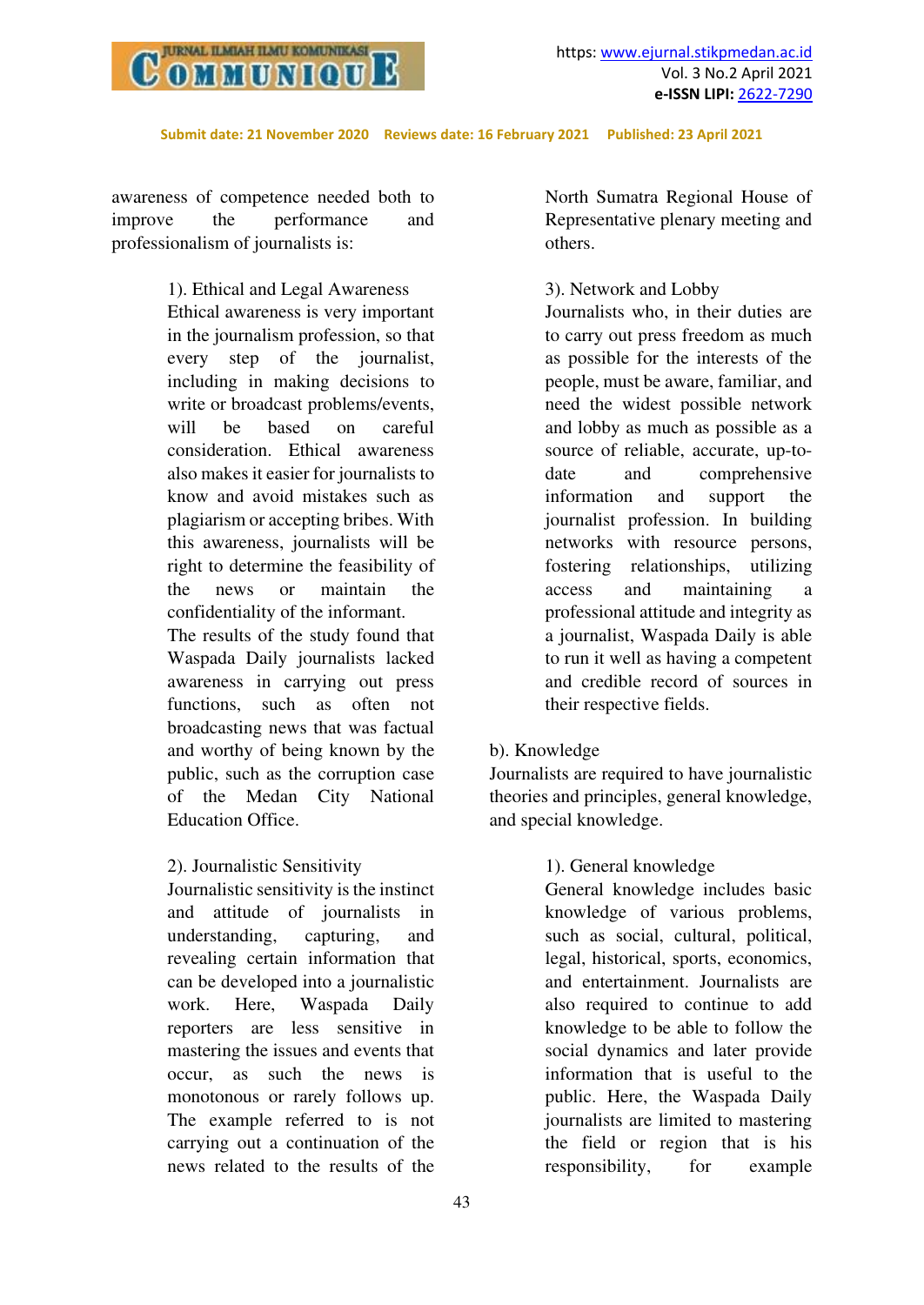awareness of competence needed both to improve the performance and professionalism of journalists is:

1). Ethical and Legal Awareness
Ethical awareness is very important in the journalism profession, so that every step of the journalist, including in making decisions to write or broadcast problems/events, will be based on careful consideration. Ethical awareness also makes it easier for journalists to know and avoid mistakes such as plagiarism or accepting bribes. With this awareness, journalists will be right to determine the feasibility of the news or maintain the confidentiality of the informant.
The results of the study found that Waspada Daily journalists lacked awareness in carrying out press functions, such as often not broadcasting news that was factual and worthy of being known by the public, such as the corruption case of the Medan City National Education Office.

2). Journalistic Sensitivity
Journalistic sensitivity is the instinct and attitude of journalists in understanding, capturing, and revealing certain information that can be developed into a journalistic work. Here, Waspada Daily reporters are less sensitive in mastering the issues and events that occur, as such the news is monotonous or rarely follows up. The example referred to is not carrying out a continuation of the news related to the results of the North Sumatra Regional House of Representative plenary meeting and others.

3). Network and Lobby
Journalists who, in their duties are to carry out press freedom as much as possible for the interests of the people, must be aware, familiar, and need the widest possible network and lobby as much as possible as a source of reliable, accurate, up-to-date and comprehensive information and support the journalist profession. In building networks with resource persons, fostering relationships, utilizing access and maintaining a professional attitude and integrity as a journalist, Waspada Daily is able to run it well as having a competent and credible record of sources in their respective fields.

b). Knowledge
Journalists are required to have journalistic theories and principles, general knowledge, and special knowledge.

1). General knowledge
General knowledge includes basic knowledge of various problems, such as social, cultural, political, legal, historical, sports, economics, and entertainment. Journalists are also required to continue to add knowledge to be able to follow the social dynamics and later provide information that is useful to the public. Here, the Waspada Daily journalists are limited to mastering the field or region that is his responsibility, for example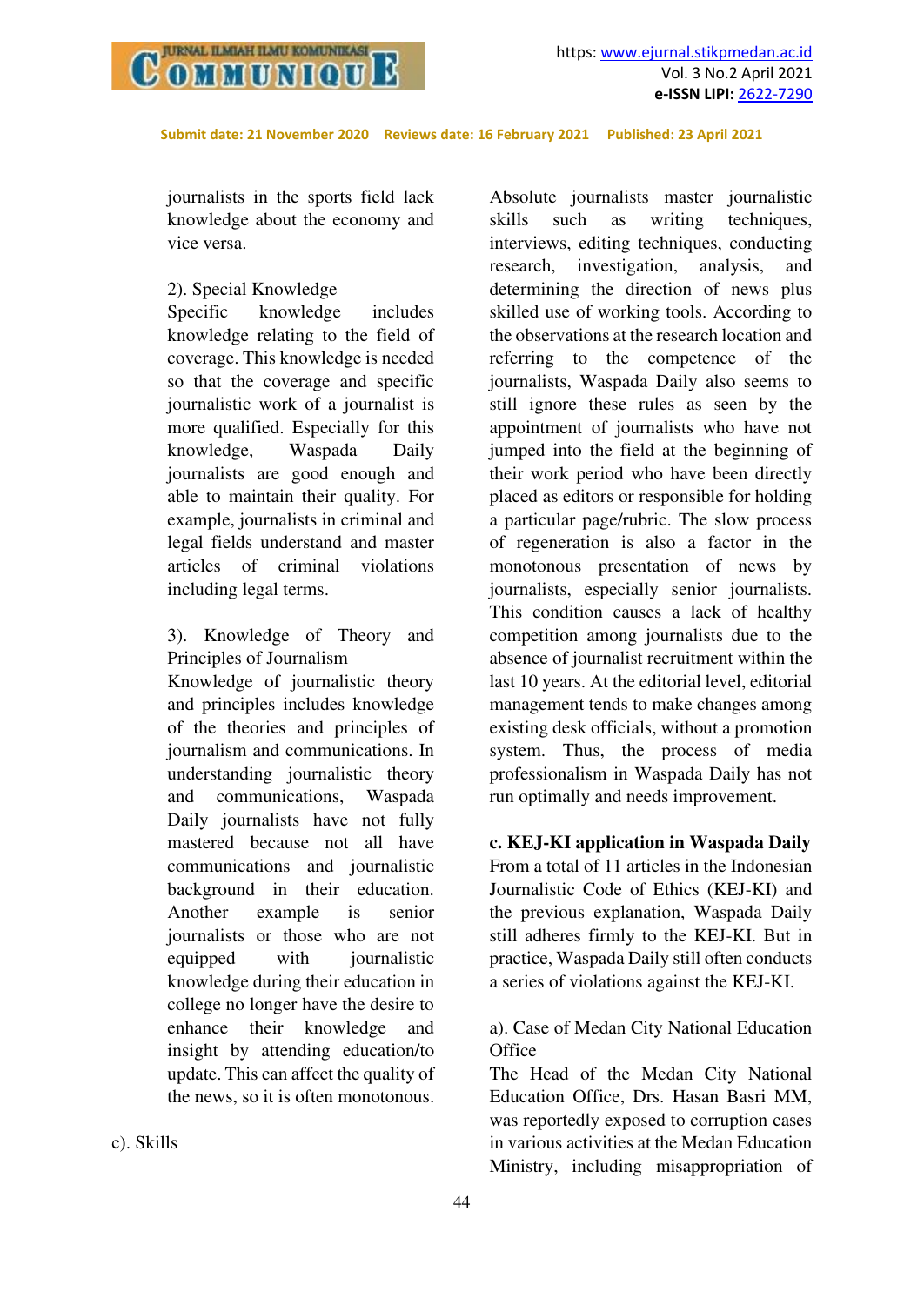journalists in the sports field lack knowledge about the economy and vice versa.

2). Special Knowledge

Specific knowledge includes knowledge relating to the field of coverage. This knowledge is needed so that the coverage and specific journalistic work of a journalist is more qualified. Especially for this knowledge, Waspada Daily journalists are good enough and able to maintain their quality. For example, journalists in criminal and legal fields understand and master articles of criminal violations including legal terms.

3). Knowledge of Theory and Principles of Journalism

Knowledge of journalistic theory and principles includes knowledge of the theories and principles of journalism and communications. In understanding journalistic theory and communications, Waspada Daily journalists have not fully mastered because not all have communications and journalistic background in their education. Another example is senior journalists or those who are not equipped with journalistic knowledge during their education in college no longer have the desire to enhance their knowledge and insight by attending education/to update. This can affect the quality of the news, so it is often monotonous.

c). Skills

Absolute journalists master journalistic skills such as writing techniques, interviews, editing techniques, conducting research, investigation, analysis, and determining the direction of news plus skilled use of working tools. According to the observations at the research location and referring to the competence of the journalists, Waspada Daily also seems to still ignore these rules as seen by the appointment of journalists who have not jumped into the field at the beginning of their work period who have been directly placed as editors or responsible for holding a particular page/rubric. The slow process of regeneration is also a factor in the monotonous presentation of news by journalists, especially senior journalists. This condition causes a lack of healthy competition among journalists due to the absence of journalist recruitment within the last 10 years. At the editorial level, editorial management tends to make changes among existing desk officials, without a promotion system. Thus, the process of media professionalism in Waspada Daily has not run optimally and needs improvement.

**c. KEJ-KI application in Waspada Daily**

From a total of 11 articles in the Indonesian Journalistic Code of Ethics (KEJ-KI) and the previous explanation, Waspada Daily still adheres firmly to the KEJ-KI. But in practice, Waspada Daily still often conducts a series of violations against the KEJ-KI.

a). Case of Medan City National Education Office

The Head of the Medan City National Education Office, Drs. Hasan Basri MM, was reportedly exposed to corruption cases in various activities at the Medan Education Ministry, including misappropriation of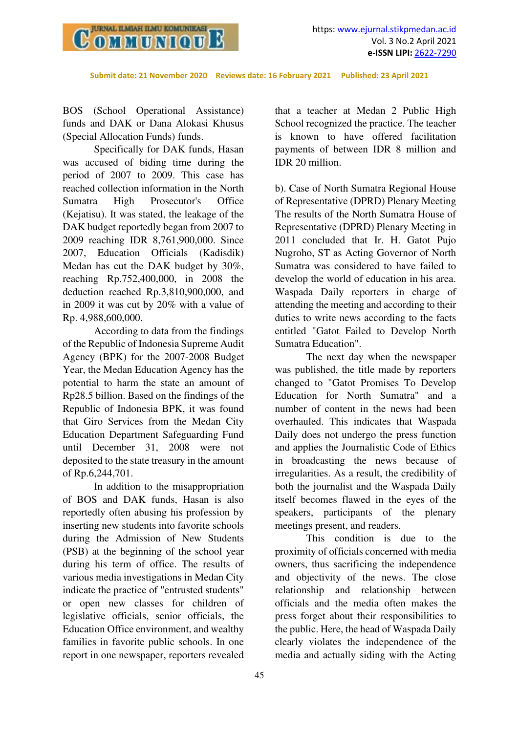BOS (School Operational Assistance) funds and DAK or Dana Alokasi Khusus (Special Allocation Funds) funds.

Specifically for DAK funds, Hasan was accused of biding time during the period of 2007 to 2009. This case has reached collection information in the North Sumatra High Prosecutor's Office (Kejatisu). It was stated, the leakage of the DAK budget reportedly began from 2007 to 2009 reaching IDR 8,761,900,000. Since 2007, Education Officials (Kadisdik) Medan has cut the DAK budget by 30%, reaching Rp.752,400,000, in 2008 the deduction reached Rp.3,810,900,000, and in 2009 it was cut by 20% with a value of Rp. 4,988,600,000.

According to data from the findings of the Republic of Indonesia Supreme Audit Agency (BPK) for the 2007-2008 Budget Year, the Medan Education Agency has the potential to harm the state an amount of Rp28.5 billion. Based on the findings of the Republic of Indonesia BPK, it was found that Giro Services from the Medan City Education Department Safeguarding Fund until December 31, 2008 were not deposited to the state treasury in the amount of Rp.6,244,701.

In addition to the misappropriation of BOS and DAK funds, Hasan is also reportedly often abusing his profession by inserting new students into favorite schools during the Admission of New Students (PSB) at the beginning of the school year during his term of office. The results of various media investigations in Medan City indicate the practice of "entrusted students" or open new classes for children of legislative officials, senior officials, the Education Office environment, and wealthy families in favorite public schools. In one report in one newspaper, reporters revealed that a teacher at Medan 2 Public High School recognized the practice. The teacher is known to have offered facilitation payments of between IDR 8 million and IDR 20 million.

b). Case of North Sumatra Regional House of Representative (DPRD) Plenary Meeting

The results of the North Sumatra House of Representative (DPRD) Plenary Meeting in 2011 concluded that Ir. H. Gatot Pujo Nugroho, ST as Acting Governor of North Sumatra was considered to have failed to develop the world of education in his area. Waspada Daily reporters in charge of attending the meeting and according to their duties to write news according to the facts entitled "Gatot Failed to Develop North Sumatra Education".

The next day when the newspaper was published, the title made by reporters changed to "Gatot Promises To Develop Education for North Sumatra" and a number of content in the news had been overhauled. This indicates that Waspada Daily does not undergo the press function and applies the Journalistic Code of Ethics in broadcasting the news because of irregularities. As a result, the credibility of both the journalist and the Waspada Daily itself becomes flawed in the eyes of the speakers, participants of the plenary meetings present, and readers.

This condition is due to the proximity of officials concerned with media owners, thus sacrificing the independence and objectivity of the news. The close relationship and relationship between officials and the media often makes the press forget about their responsibilities to the public. Here, the head of Waspada Daily clearly violates the independence of the media and actually siding with the Acting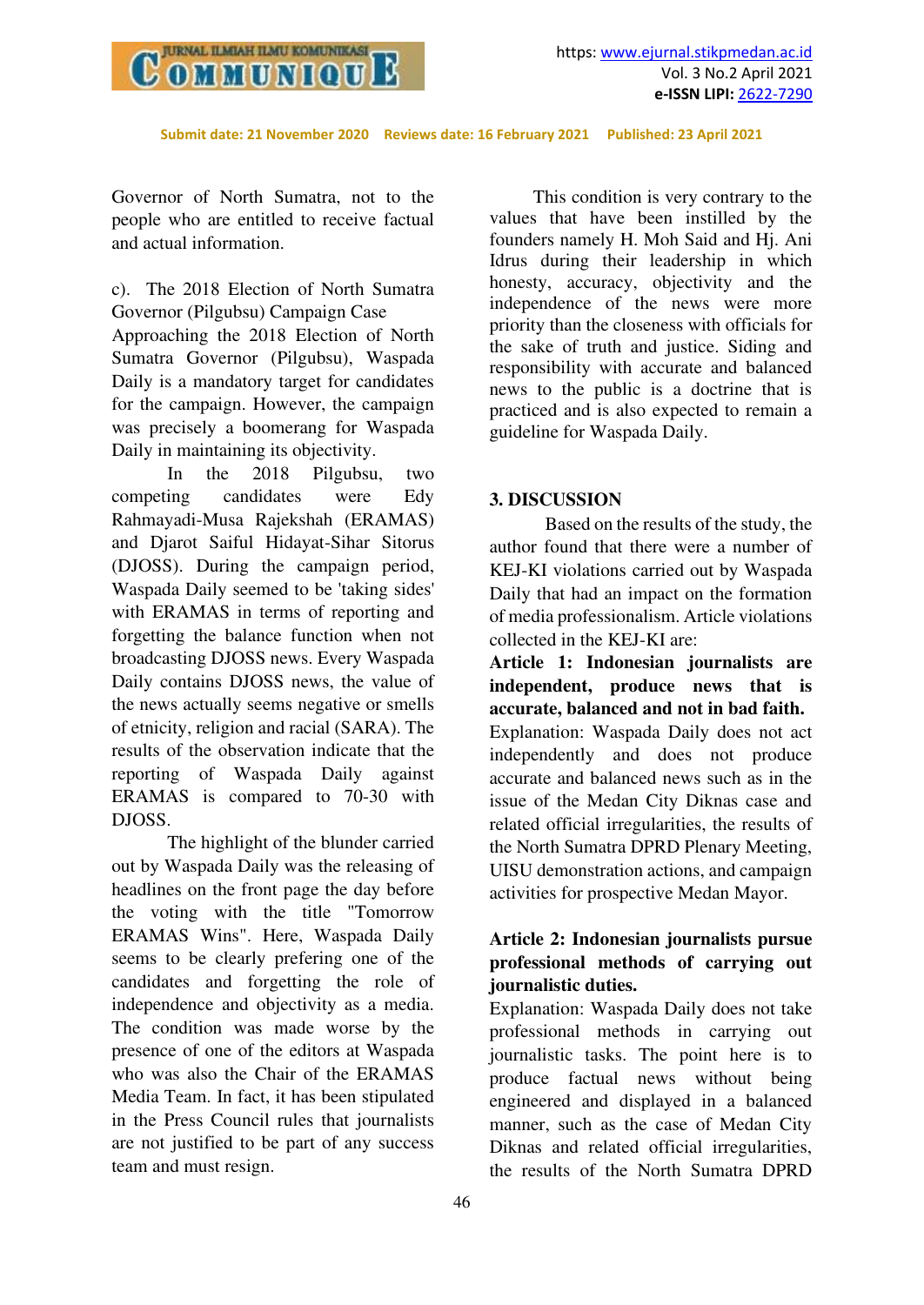Governor of North Sumatra, not to the people who are entitled to receive factual and actual information.

c). The 2018 Election of North Sumatra Governor (Pilgubsu) Campaign Case

Approaching the 2018 Election of North Sumatra Governor (Pilgubsu), Waspada Daily is a mandatory target for candidates for the campaign. However, the campaign was precisely a boomerang for Waspada Daily in maintaining its objectivity.

In the 2018 Pilgubsu, two competing candidates were Edy Rahmayadi-Musa Rajekshah (ERAMAS) and Djarot Saiful Hidayat-Sihar Sitorus (DJOSS). During the campaign period, Waspada Daily seemed to be 'taking sides' with ERAMAS in terms of reporting and forgetting the balance function when not broadcasting DJOSS news. Every Waspada Daily contains DJOSS news, the value of the news actually seems negative or smells of etnicity, religion and racial (SARA). The results of the observation indicate that the reporting of Waspada Daily against ERAMAS is compared to 70-30 with DJOSS.

The highlight of the blunder carried out by Waspada Daily was the releasing of headlines on the front page the day before the voting with the title "Tomorrow ERAMAS Wins". Here, Waspada Daily seems to be clearly prefering one of the candidates and forgetting the role of independence and objectivity as a media. The condition was made worse by the presence of one of the editors at Waspada who was also the Chair of the ERAMAS Media Team. In fact, it has been stipulated in the Press Council rules that journalists are not justified to be part of any success team and must resign.

This condition is very contrary to the values that have been instilled by the founders namely H. Moh Said and Hj. Ani Idrus during their leadership in which honesty, accuracy, objectivity and the independence of the news were more priority than the closeness with officials for the sake of truth and justice. Siding and responsibility with accurate and balanced news to the public is a doctrine that is practiced and is also expected to remain a guideline for Waspada Daily.

## 3. DISCUSSION

Based on the results of the study, the author found that there were a number of KEJ-KI violations carried out by Waspada Daily that had an impact on the formation of media professionalism. Article violations collected in the KEJ-KI are:

**Article 1: Indonesian journalists are independent, produce news that is accurate, balanced and not in bad faith.**

Explanation: Waspada Daily does not act independently and does not produce accurate and balanced news such as in the issue of the Medan City Diknas case and related official irregularities, the results of the North Sumatra DPRD Plenary Meeting, UISU demonstration actions, and campaign activities for prospective Medan Mayor.

**Article 2: Indonesian journalists pursue professional methods of carrying out journalistic duties.**

Explanation: Waspada Daily does not take professional methods in carrying out journalistic tasks. The point here is to produce factual news without being engineered and displayed in a balanced manner, such as the case of Medan City Diknas and related official irregularities, the results of the North Sumatra DPRD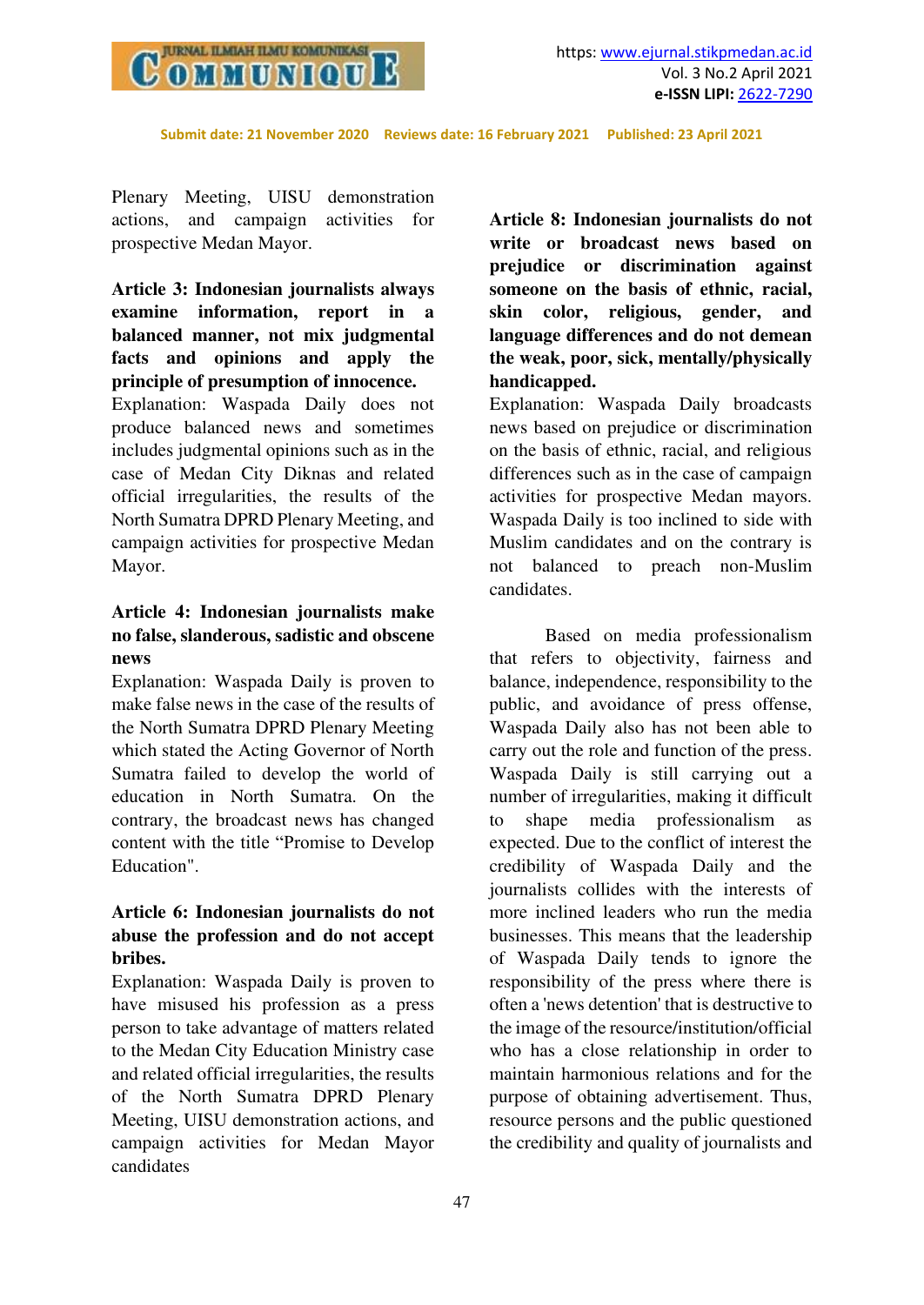Plenary Meeting, UISU demonstration actions, and campaign activities for prospective Medan Mayor.

**Article 3: Indonesian journalists always examine information, report in a balanced manner, not mix judgmental facts and opinions and apply the principle of presumption of innocence.**

Explanation: Waspada Daily does not produce balanced news and sometimes includes judgmental opinions such as in the case of Medan City Diknas and related official irregularities, the results of the North Sumatra DPRD Plenary Meeting, and campaign activities for prospective Medan Mayor.

**Article 4: Indonesian journalists make no false, slanderous, sadistic and obscene news**

Explanation: Waspada Daily is proven to make false news in the case of the results of the North Sumatra DPRD Plenary Meeting which stated the Acting Governor of North Sumatra failed to develop the world of education in North Sumatra. On the contrary, the broadcast news has changed content with the title "Promise to Develop Education".

**Article 6: Indonesian journalists do not abuse the profession and do not accept bribes.**

Explanation: Waspada Daily is proven to have misused his profession as a press person to take advantage of matters related to the Medan City Education Ministry case and related official irregularities, the results of the North Sumatra DPRD Plenary Meeting, UISU demonstration actions, and campaign activities for Medan Mayor candidates

**Article 8: Indonesian journalists do not write or broadcast news based on prejudice or discrimination against someone on the basis of ethnic, racial, skin color, religious, gender, and language differences and do not demean the weak, poor, sick, mentally/physically handicapped.**

Explanation: Waspada Daily broadcasts news based on prejudice or discrimination on the basis of ethnic, racial, and religious differences such as in the case of campaign activities for prospective Medan mayors. Waspada Daily is too inclined to side with Muslim candidates and on the contrary is not balanced to preach non-Muslim candidates.

Based on media professionalism that refers to objectivity, fairness and balance, independence, responsibility to the public, and avoidance of press offense, Waspada Daily also has not been able to carry out the role and function of the press. Waspada Daily is still carrying out a number of irregularities, making it difficult to shape media professionalism as expected. Due to the conflict of interest the credibility of Waspada Daily and the journalists collides with the interests of more inclined leaders who run the media businesses. This means that the leadership of Waspada Daily tends to ignore the responsibility of the press where there is often a 'news detention' that is destructive to the image of the resource/institution/official who has a close relationship in order to maintain harmonious relations and for the purpose of obtaining advertisement. Thus, resource persons and the public questioned the credibility and quality of journalists and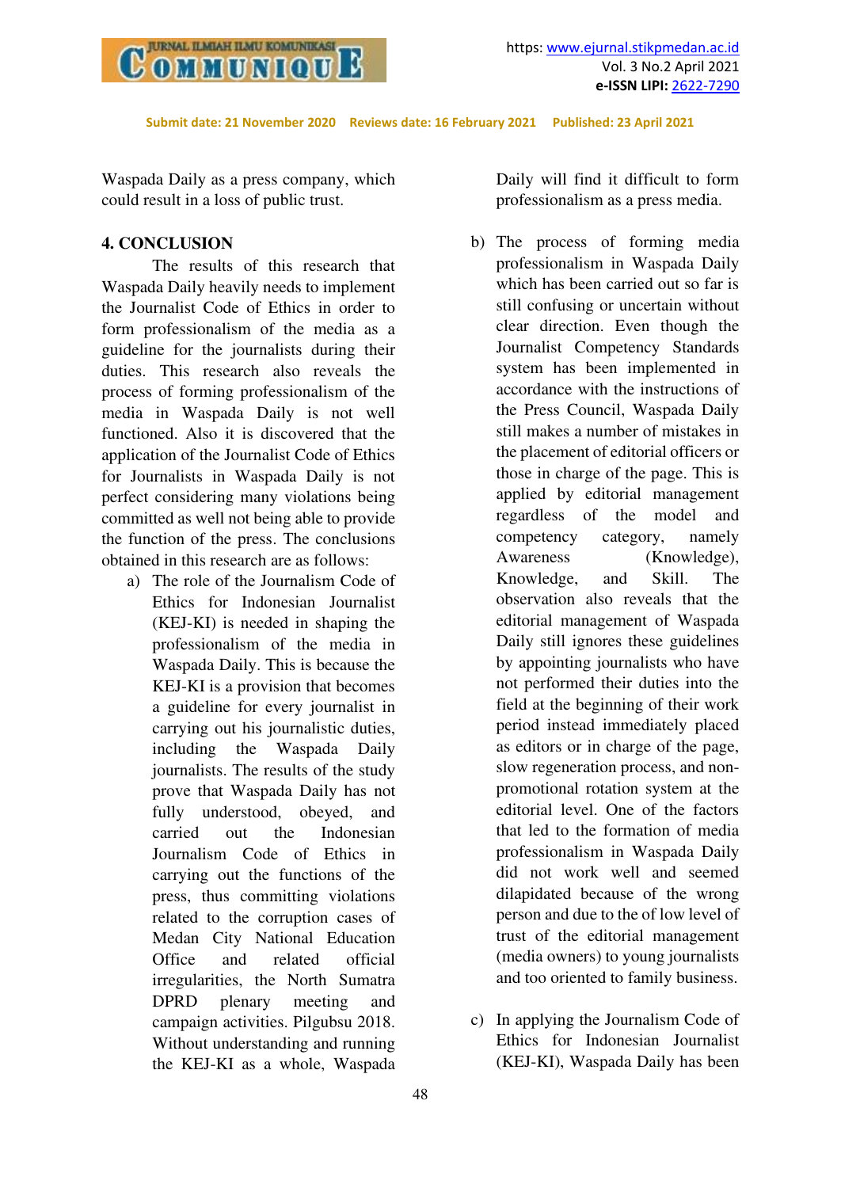Waspada Daily as a press company, which could result in a loss of public trust.

## 4. CONCLUSION

The results of this research that Waspada Daily heavily needs to implement the Journalist Code of Ethics in order to form professionalism of the media as a guideline for the journalists during their duties. This research also reveals the process of forming professionalism of the media in Waspada Daily is not well functioned. Also it is discovered that the application of the Journalist Code of Ethics for Journalists in Waspada Daily is not perfect considering many violations being committed as well not being able to provide the function of the press. The conclusions obtained in this research are as follows:

a) The role of the Journalism Code of Ethics for Indonesian Journalist (KEJ-KI) is needed in shaping the professionalism of the media in Waspada Daily. This is because the KEJ-KI is a provision that becomes a guideline for every journalist in carrying out his journalistic duties, including the Waspada Daily journalists. The results of the study prove that Waspada Daily has not fully understood, obeyed, and carried out the Indonesian Journalism Code of Ethics in carrying out the functions of the press, thus committing violations related to the corruption cases of Medan City National Education Office and related official irregularities, the North Sumatra DPRD plenary meeting and campaign activities. Pilgubsu 2018. Without understanding and running the KEJ-KI as a whole, Waspada Daily will find it difficult to form professionalism as a press media.

b) The process of forming media professionalism in Waspada Daily which has been carried out so far is still confusing or uncertain without clear direction. Even though the Journalist Competency Standards system has been implemented in accordance with the instructions of the Press Council, Waspada Daily still makes a number of mistakes in the placement of editorial officers or those in charge of the page. This is applied by editorial management regardless of the model and competency category, namely Awareness (Knowledge), Knowledge, and Skill. The observation also reveals that the editorial management of Waspada Daily still ignores these guidelines by appointing journalists who have not performed their duties into the field at the beginning of their work period instead immediately placed as editors or in charge of the page, slow regeneration process, and non-promotional rotation system at the editorial level. One of the factors that led to the formation of media professionalism in Waspada Daily did not work well and seemed dilapidated because of the wrong person and due to the of low level of trust of the editorial management (media owners) to young journalists and too oriented to family business.

c) In applying the Journalism Code of Ethics for Indonesian Journalist (KEJ-KI), Waspada Daily has been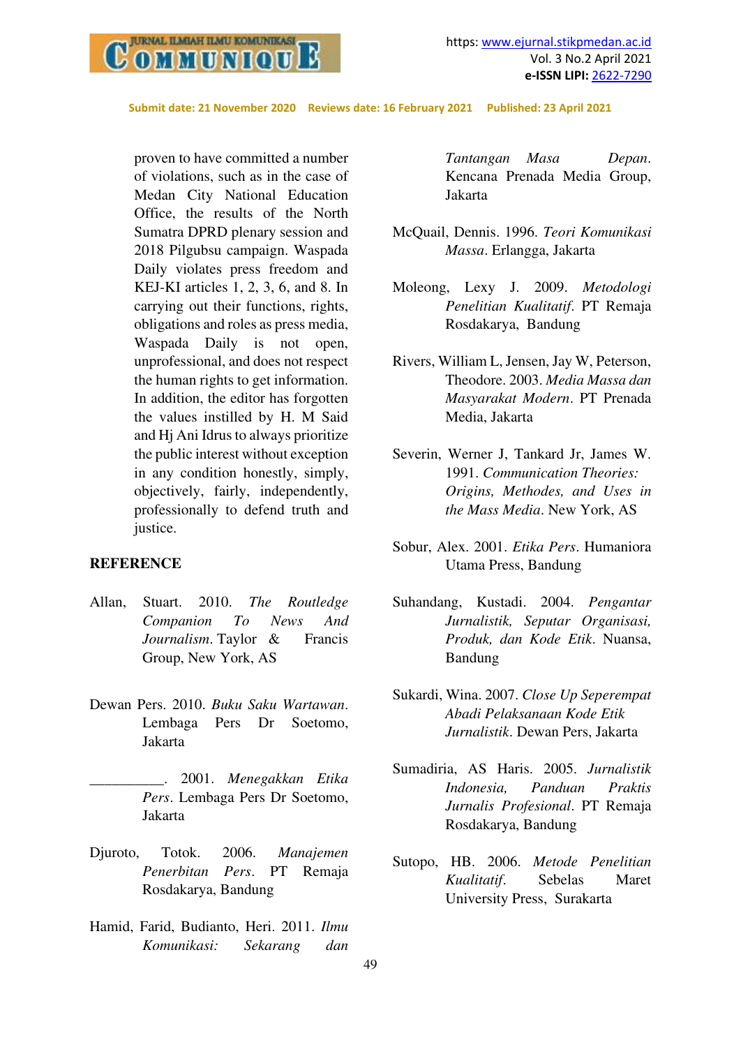proven to have committed a number of violations, such as in the case of Medan City National Education Office, the results of the North Sumatra DPRD plenary session and 2018 Pilgubsu campaign. Waspada Daily violates press freedom and KEJ-KI articles 1, 2, 3, 6, and 8. In carrying out their functions, rights, obligations and roles as press media, Waspada Daily is not open, unprofessional, and does not respect the human rights to get information. In addition, the editor has forgotten the values instilled by H. M Said and Hj Ani Idrus to always prioritize the public interest without exception in any condition honestly, simply, objectively, fairly, independently, professionally to defend truth and justice.

## REFERENCE

Allan, Stuart. 2010. *The Routledge Companion To News And Journalism*. Taylor & Francis Group, New York, AS

Dewan Pers. 2010. *Buku Saku Wartawan*. Lembaga Pers Dr Soetomo, Jakarta

__________. 2001. *Menegakkan Etika Pers*. Lembaga Pers Dr Soetomo, Jakarta

Djuroto, Totok. 2006. *Manajemen Penerbitan Pers*. PT Remaja Rosdakarya, Bandung

Hamid, Farid, Budianto, Heri. 2011. *Ilmu Komunikasi: Sekarang dan Tantangan Masa Depan*. Kencana Prenada Media Group, Jakarta

McQuail, Dennis. 1996. *Teori Komunikasi Massa*. Erlangga, Jakarta

Moleong, Lexy J. 2009. *Metodologi Penelitian Kualitatif*. PT Remaja Rosdakarya, Bandung

Rivers, William L, Jensen, Jay W, Peterson, Theodore. 2003. *Media Massa dan Masyarakat Modern*. PT Prenada Media, Jakarta

Severin, Werner J, Tankard Jr, James W. 1991. *Communication Theories: Origins, Methodes, and Uses in the Mass Media*. New York, AS

Sobur, Alex. 2001. *Etika Pers*. Humaniora Utama Press, Bandung

Suhandang, Kustadi. 2004. *Pengantar Jurnalistik, Seputar Organisasi, Produk, dan Kode Etik*. Nuansa, Bandung

Sukardi, Wina. 2007. *Close Up Seperempat Abadi Pelaksanaan Kode Etik Jurnalistik*. Dewan Pers, Jakarta

Sumadiria, AS Haris. 2005. *Jurnalistik Indonesia, Panduan Praktis Jurnalis Profesional*. PT Remaja Rosdakarya, Bandung

Sutopo, HB. 2006. *Metode Penelitian Kualitatif*. Sebelas Maret University Press, Surakarta